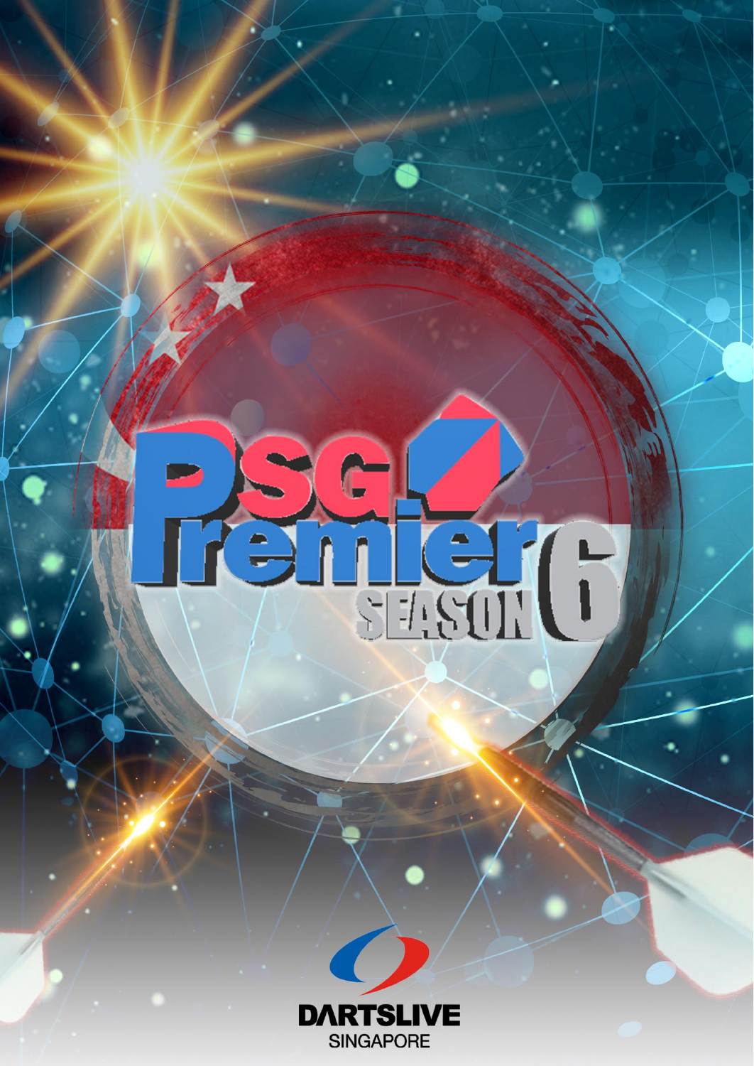# PSG Premier

## SEASON 6

DARTSLIVE SINGAPORE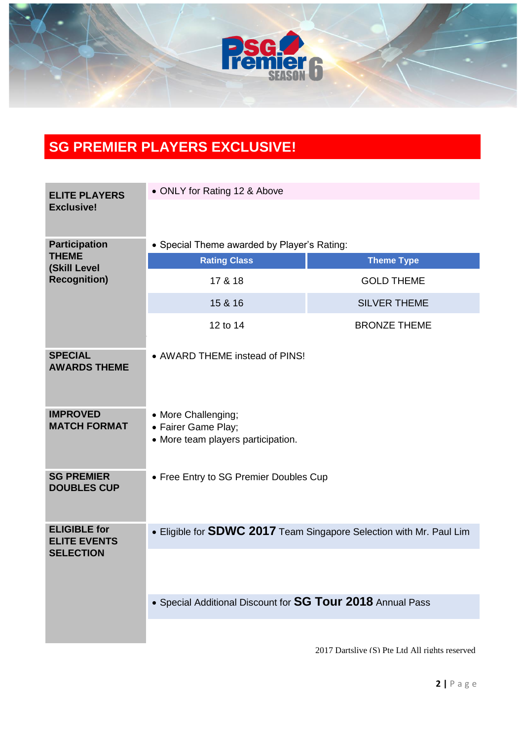## SG PREMIER PLAYERS EXCLUSIVE!

**ELITE PLAYERS Exclusive!**

- ONLY for Rating 12 & Above

**Participation THEME (Skill Level Recognition)**

- Special Theme awarded by Player's Rating:

| Rating Class | Theme Type |
|---|---|
| 17 & 18 | GOLD THEME |
| 15 & 16 | SILVER THEME |
| 12 to 14 | BRONZE THEME |

**SPECIAL AWARDS THEME**

- AWARD THEME instead of PINS!

**IMPROVED MATCH FORMAT**

- More Challenging;
- Fairer Game Play;
- More team players participation.

**SG PREMIER DOUBLES CUP**

- Free Entry to SG Premier Doubles Cup

**ELIGIBLE for ELITE EVENTS SELECTION**

- Eligible for **SDWC 2017** Team Singapore Selection with Mr. Paul Lim
- Special Additional Discount for **SG Tour 2018** Annual Pass

2017 Dartslive (S) Pte Ltd All rights reserved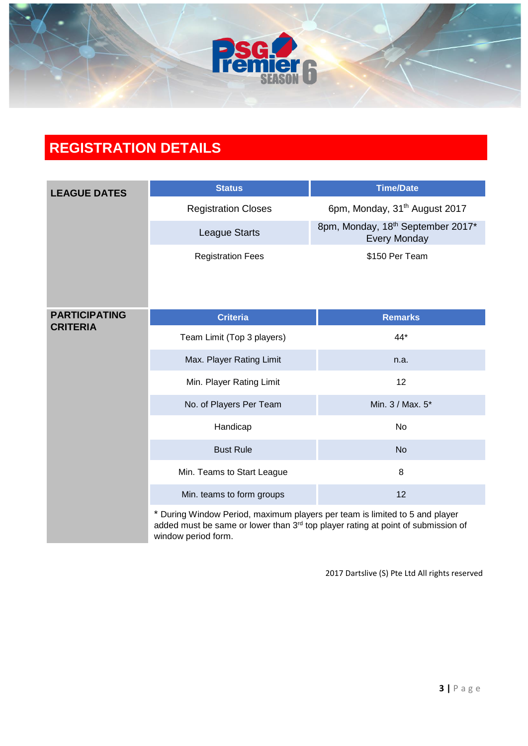# REGISTRATION DETAILS

## LEAGUE DATES

| Status | Time/Date |
|---|---|
| Registration Closes | 6pm, Monday, 31st August 2017 |
| League Starts | 8pm, Monday, 18th September 2017* Every Monday |
| Registration Fees | $150 Per Team |

## PARTICIPATING CRITERIA

| Criteria | Remarks |
|---|---|
| Team Limit (Top 3 players) | 44* |
| Max. Player Rating Limit | n.a. |
| Min. Player Rating Limit | 12 |
| No. of Players Per Team | Min. 3 / Max. 5* |
| Handicap | No |
| Bust Rule | No |
| Min. Teams to Start League | 8 |
| Min. teams to form groups | 12 |

* During Window Period, maximum players per team is limited to 5 and player added must be same or lower than 3rd top player rating at point of submission of window period form.

2017 Dartslive (S) Pte Ltd All rights reserved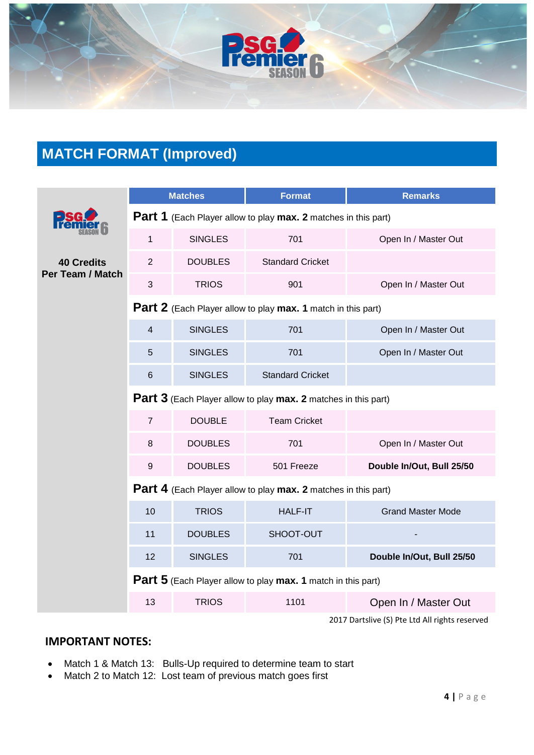## MATCH FORMAT (Improved)

**40 Credits Per Team / Match**

| Matches | | Format | Remarks |
|---|---|---|---|
| **Part 1** (Each Player allow to play **max. 2** matches in this part) | | | |
| 1 | SINGLES | 701 | Open In / Master Out |
| 2 | DOUBLES | Standard Cricket | |
| 3 | TRIOS | 901 | Open In / Master Out |
| **Part 2** (Each Player allow to play **max. 1** match in this part) | | | |
| 4 | SINGLES | 701 | Open In / Master Out |
| 5 | SINGLES | 701 | Open In / Master Out |
| 6 | SINGLES | Standard Cricket | |
| **Part 3** (Each Player allow to play **max. 2** matches in this part) | | | |
| 7 | DOUBLE | Team Cricket | |
| 8 | DOUBLES | 701 | Open In / Master Out |
| 9 | DOUBLES | 501 Freeze | **Double In/Out, Bull 25/50** |
| **Part 4** (Each Player allow to play **max. 2** matches in this part) | | | |
| 10 | TRIOS | HALF-IT | Grand Master Mode |
| 11 | DOUBLES | SHOOT-OUT | - |
| 12 | SINGLES | 701 | **Double In/Out, Bull 25/50** |
| **Part 5** (Each Player allow to play **max. 1** match in this part) | | | |
| 13 | TRIOS | 1101 | Open In / Master Out |

2017 Dartslive (S) Pte Ltd All rights reserved

### IMPORTANT NOTES:

- Match 1 & Match 13: Bulls-Up required to determine team to start
- Match 2 to Match 12: Lost team of previous match goes first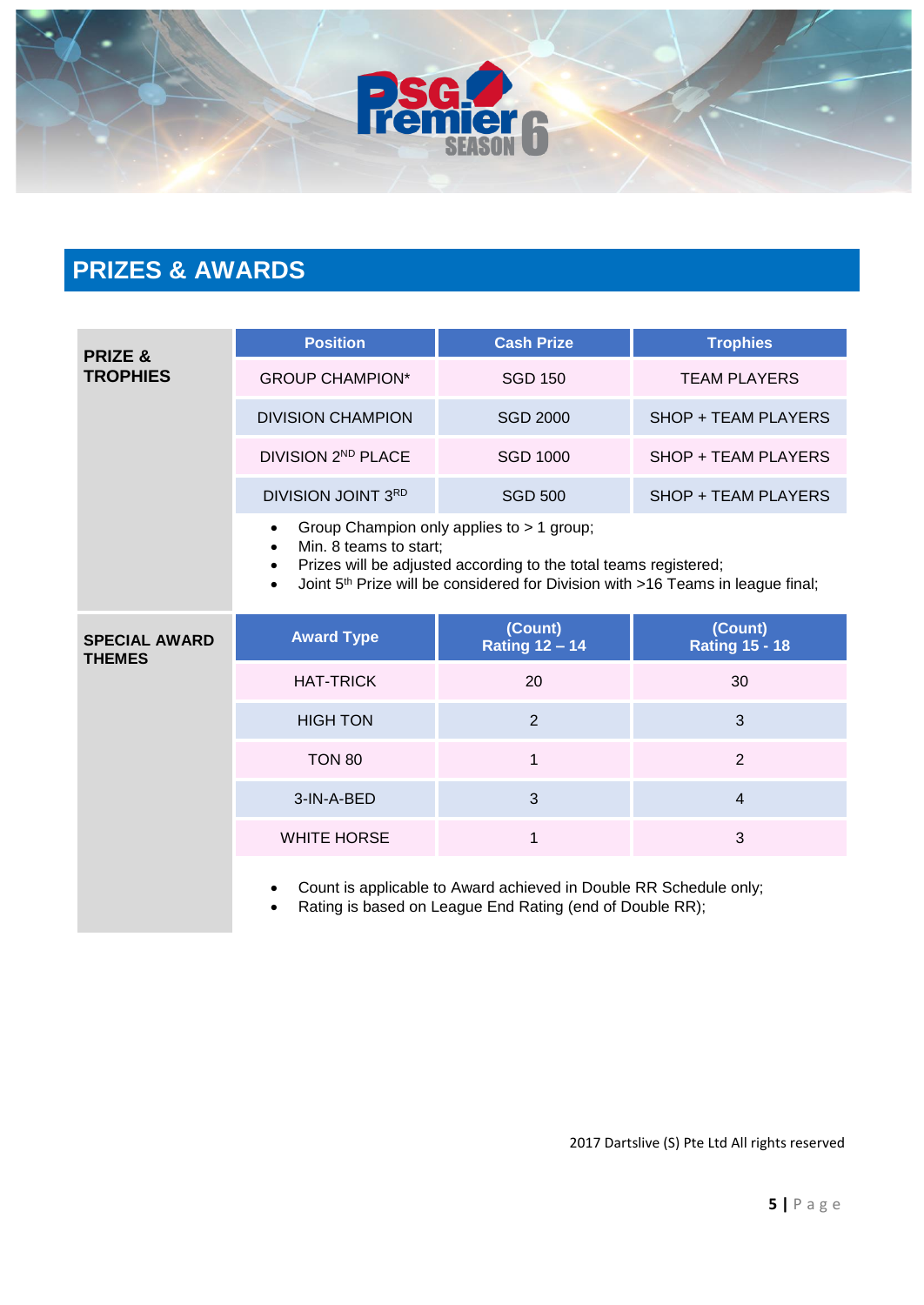## PRIZES & AWARDS

**PRIZE & TROPHIES**

| Position | Cash Prize | Trophies |
|---|---|---|
| GROUP CHAMPION* | SGD 150 | TEAM PLAYERS |
| DIVISION CHAMPION | SGD 2000 | SHOP + TEAM PLAYERS |
| DIVISION 2ND PLACE | SGD 1000 | SHOP + TEAM PLAYERS |
| DIVISION JOINT 3RD | SGD 500 | SHOP + TEAM PLAYERS |

- Group Champion only applies to > 1 group;
- Min. 8 teams to start;
- Prizes will be adjusted according to the total teams registered;
- Joint 5th Prize will be considered for Division with >16 Teams in league final;

**SPECIAL AWARD THEMES**

| Award Type | (Count) Rating 12 – 14 | (Count) Rating 15 - 18 |
|---|---|---|
| HAT-TRICK | 20 | 30 |
| HIGH TON | 2 | 3 |
| TON 80 | 1 | 2 |
| 3-IN-A-BED | 3 | 4 |
| WHITE HORSE | 1 | 3 |

- Count is applicable to Award achieved in Double RR Schedule only;
- Rating is based on League End Rating (end of Double RR);

2017 Dartslive (S) Pte Ltd All rights reserved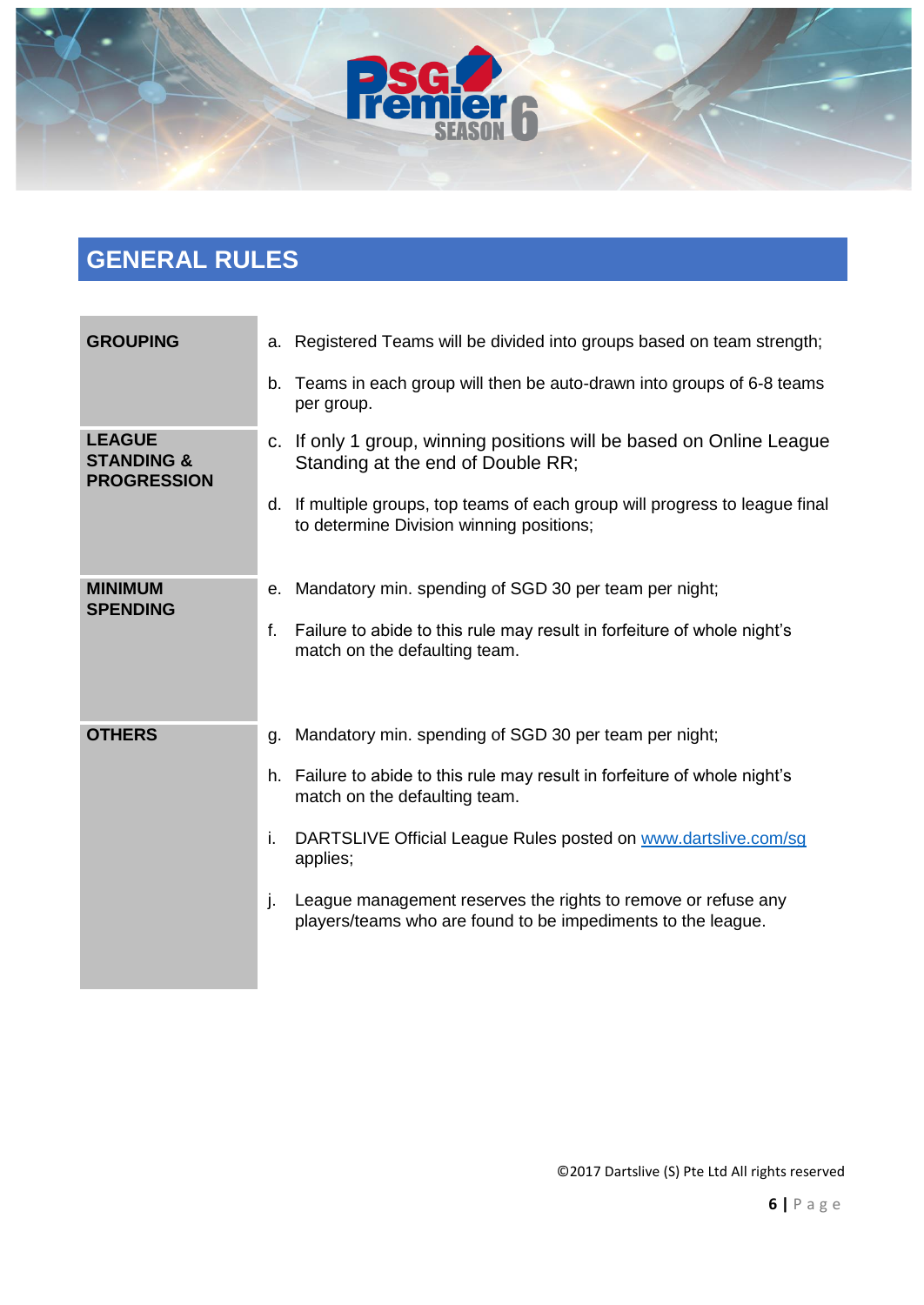## GENERAL RULES

| | |
|---|---|
| **GROUPING** | a. Registered Teams will be divided into groups based on team strength;<br>b. Teams in each group will then be auto-drawn into groups of 6-8 teams per group. |
| **LEAGUE STANDING & PROGRESSION** | c. If only 1 group, winning positions will be based on Online League Standing at the end of Double RR;<br>d. If multiple groups, top teams of each group will progress to league final to determine Division winning positions; |
| **MINIMUM SPENDING** | e. Mandatory min. spending of SGD 30 per team per night;<br>f. Failure to abide to this rule may result in forfeiture of whole night's match on the defaulting team. |
| **OTHERS** | g. Mandatory min. spending of SGD 30 per team per night;<br>h. Failure to abide to this rule may result in forfeiture of whole night's match on the defaulting team.<br>i. DARTSLIVE Official League Rules posted on www.dartslive.com/sg applies;<br>j. League management reserves the rights to remove or refuse any players/teams who are found to be impediments to the league. |

©2017 Dartslive (S) Pte Ltd All rights reserved